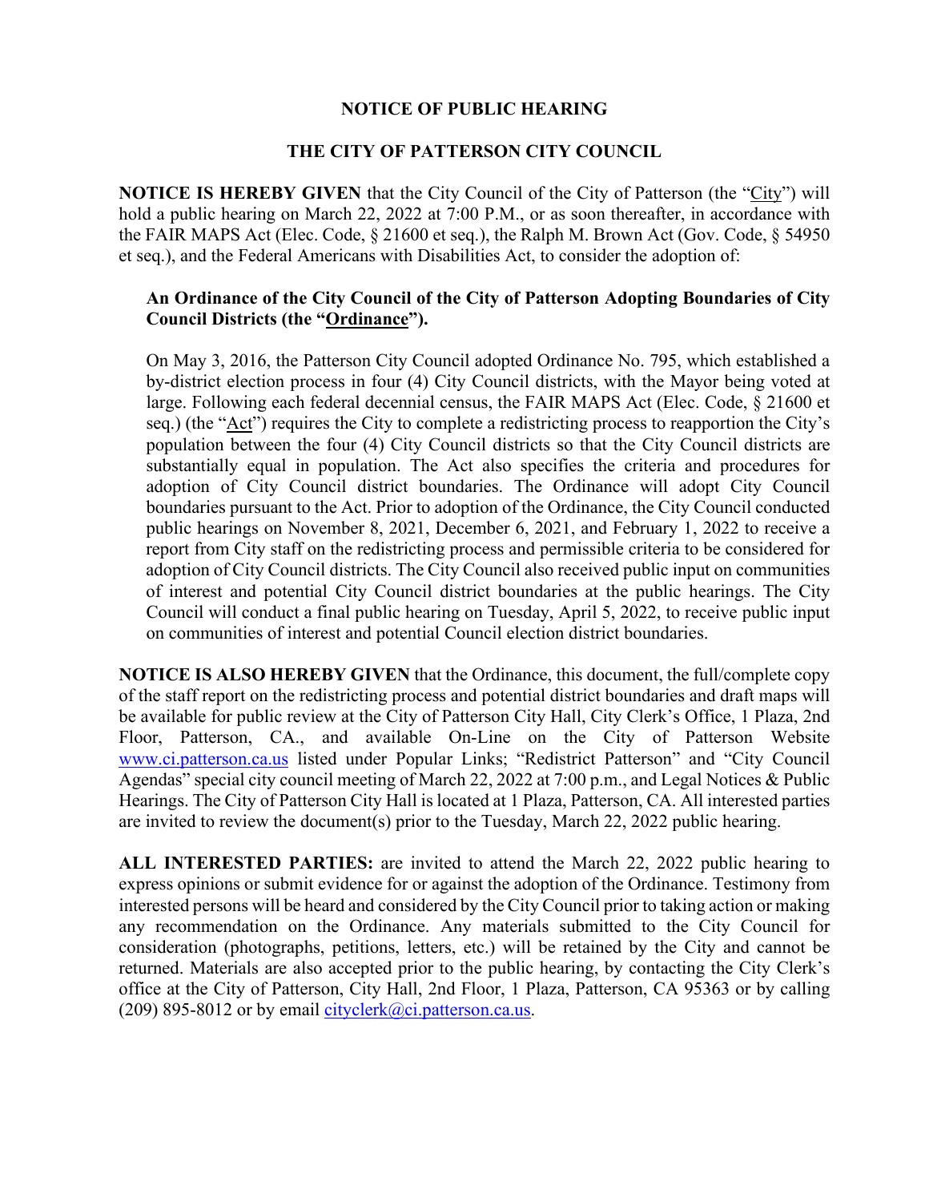# NOTICE OF PUBLIC HEARING

## THE CITY OF PATTERSON CITY COUNCIL

**NOTICE IS HEREBY GIVEN** that the City Council of the City of Patterson (the "City") will hold a public hearing on March 22, 2022 at 7:00 P.M., or as soon thereafter, in accordance with the FAIR MAPS Act (Elec. Code, § 21600 et seq.), the Ralph M. Brown Act (Gov. Code, § 54950 et seq.), and the Federal Americans with Disabilities Act, to consider the adoption of:

> **An Ordinance of the City Council of the City of Patterson Adopting Boundaries of City Council Districts (the "Ordinance").**
>
> On May 3, 2016, the Patterson City Council adopted Ordinance No. 795, which established a by-district election process in four (4) City Council districts, with the Mayor being voted at large. Following each federal decennial census, the FAIR MAPS Act (Elec. Code, § 21600 et seq.) (the "Act") requires the City to complete a redistricting process to reapportion the City's population between the four (4) City Council districts so that the City Council districts are substantially equal in population. The Act also specifies the criteria and procedures for adoption of City Council district boundaries. The Ordinance will adopt City Council boundaries pursuant to the Act. Prior to adoption of the Ordinance, the City Council conducted public hearings on November 8, 2021, December 6, 2021, and February 1, 2022 to receive a report from City staff on the redistricting process and permissible criteria to be considered for adoption of City Council districts. The City Council also received public input on communities of interest and potential City Council district boundaries at the public hearings. The City Council will conduct a final public hearing on Tuesday, April 5, 2022, to receive public input on communities of interest and potential Council election district boundaries.

**NOTICE IS ALSO HEREBY GIVEN** that the Ordinance, this document, the full/complete copy of the staff report on the redistricting process and potential district boundaries and draft maps will be available for public review at the City of Patterson City Hall, City Clerk's Office, 1 Plaza, 2nd Floor, Patterson, CA., and available On-Line on the City of Patterson Website www.ci.patterson.ca.us listed under Popular Links; "Redistrict Patterson" and "City Council Agendas" special city council meeting of March 22, 2022 at 7:00 p.m., and Legal Notices & Public Hearings. The City of Patterson City Hall is located at 1 Plaza, Patterson, CA. All interested parties are invited to review the document(s) prior to the Tuesday, March 22, 2022 public hearing.

**ALL INTERESTED PARTIES:** are invited to attend the March 22, 2022 public hearing to express opinions or submit evidence for or against the adoption of the Ordinance. Testimony from interested persons will be heard and considered by the City Council prior to taking action or making any recommendation on the Ordinance. Any materials submitted to the City Council for consideration (photographs, petitions, letters, etc.) will be retained by the City and cannot be returned. Materials are also accepted prior to the public hearing, by contacting the City Clerk's office at the City of Patterson, City Hall, 2nd Floor, 1 Plaza, Patterson, CA 95363 or by calling (209) 895-8012 or by email cityclerk@ci.patterson.ca.us.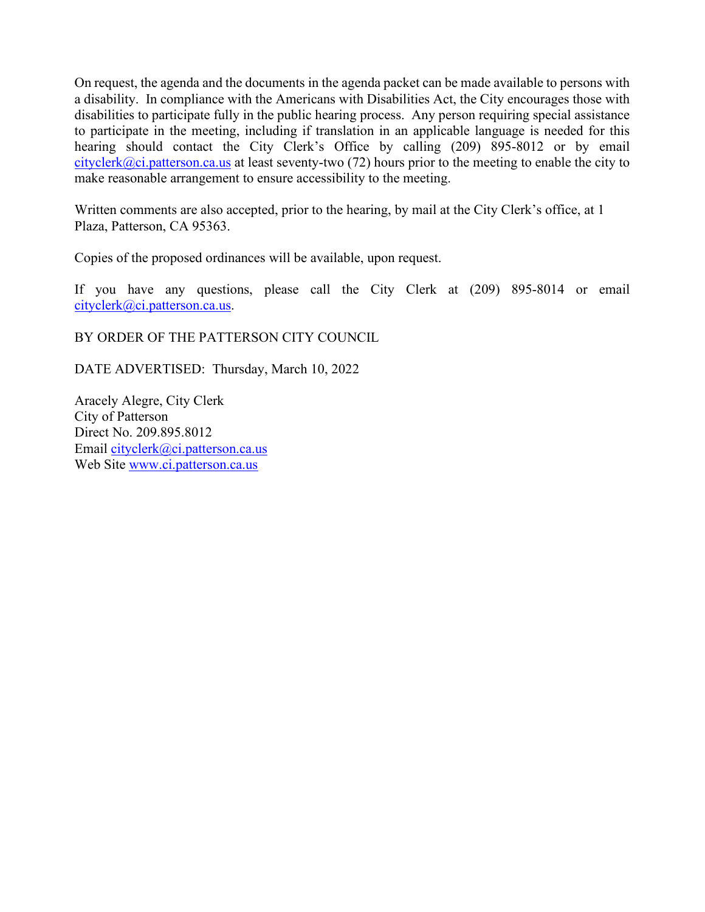On request, the agenda and the documents in the agenda packet can be made available to persons with a disability. In compliance with the Americans with Disabilities Act, the City encourages those with disabilities to participate fully in the public hearing process. Any person requiring special assistance to participate in the meeting, including if translation in an applicable language is needed for this hearing should contact the City Clerk's Office by calling (209) 895-8012 or by email cityclerk@ci.patterson.ca.us at least seventy-two (72) hours prior to the meeting to enable the city to make reasonable arrangement to ensure accessibility to the meeting.

Written comments are also accepted, prior to the hearing, by mail at the City Clerk's office, at 1 Plaza, Patterson, CA 95363.

Copies of the proposed ordinances will be available, upon request.

If you have any questions, please call the City Clerk at (209) 895-8014 or email cityclerk@ci.patterson.ca.us.

BY ORDER OF THE PATTERSON CITY COUNCIL

DATE ADVERTISED: Thursday, March 10, 2022

Aracely Alegre, City Clerk
City of Patterson
Direct No. 209.895.8012
Email cityclerk@ci.patterson.ca.us
Web Site www.ci.patterson.ca.us